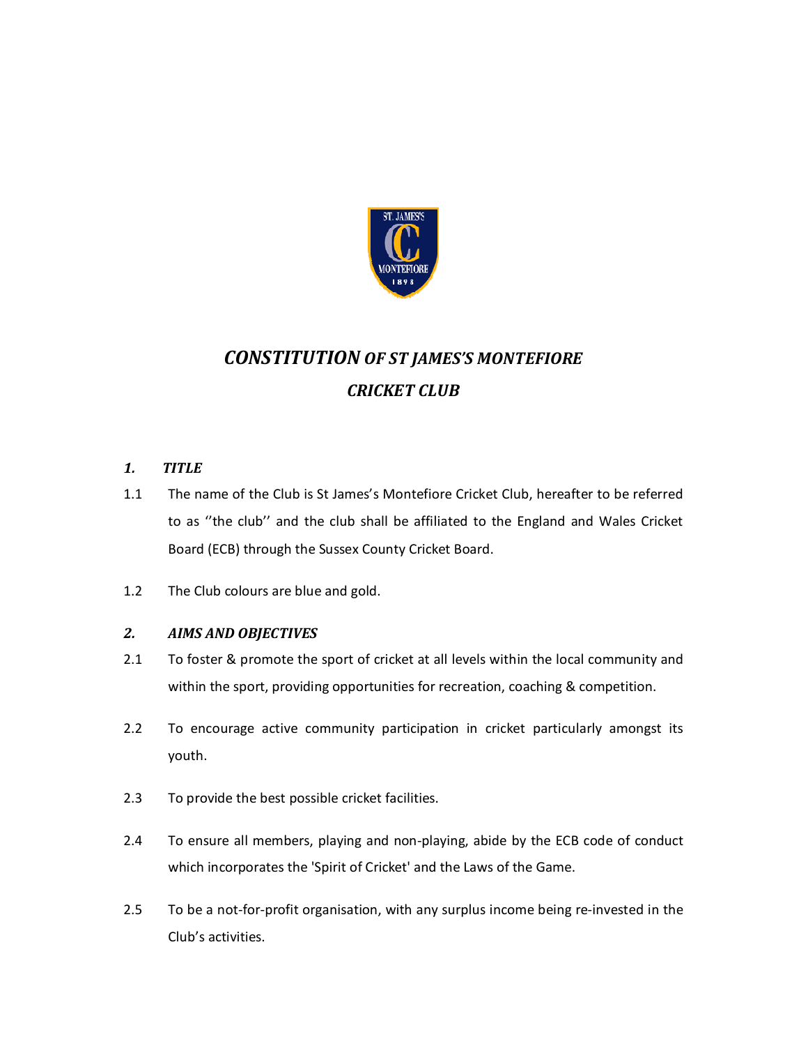# *CONSTITUTION OF ST JAMES'S MONTEFIORE CRICKET CLUB*

## *1. TITLE*

1.1 The name of the Club is St James's Montefiore Cricket Club, hereafter to be referred to as ''the club'' and the club shall be affiliated to the England and Wales Cricket Board (ECB) through the Sussex County Cricket Board.

1.2 The Club colours are blue and gold.

## *2. AIMS AND OBJECTIVES*

2.1 To foster & promote the sport of cricket at all levels within the local community and within the sport, providing opportunities for recreation, coaching & competition.

2.2 To encourage active community participation in cricket particularly amongst its youth.

2.3 To provide the best possible cricket facilities.

2.4 To ensure all members, playing and non-playing, abide by the ECB code of conduct which incorporates the 'Spirit of Cricket' and the Laws of the Game.

2.5 To be a not-for-profit organisation, with any surplus income being re-invested in the Club's activities.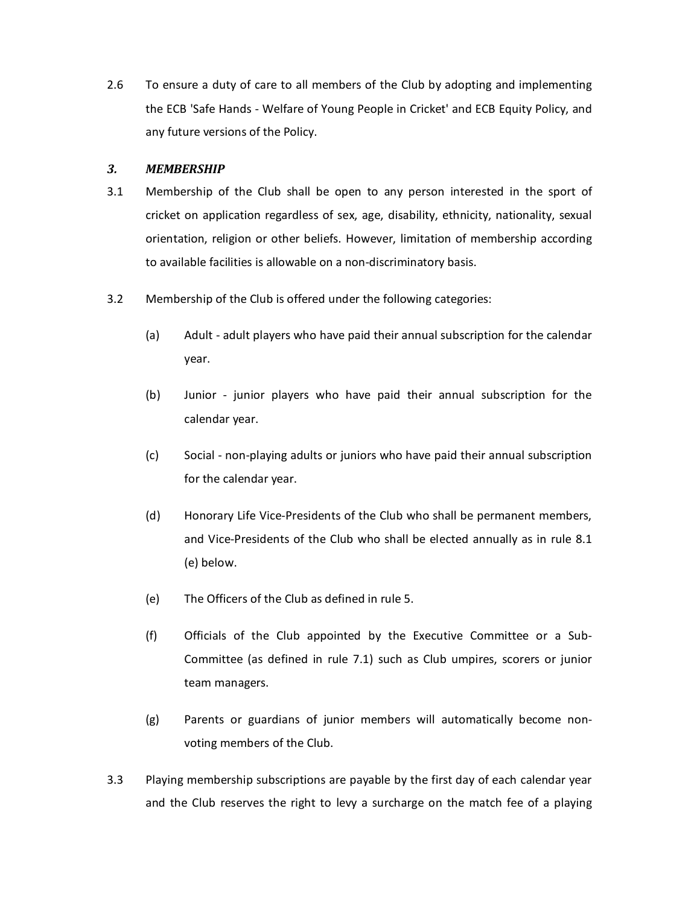2.6 To ensure a duty of care to all members of the Club by adopting and implementing the ECB 'Safe Hands - Welfare of Young People in Cricket' and ECB Equity Policy, and any future versions of the Policy.

### *3. MEMBERSHIP*

3.1 Membership of the Club shall be open to any person interested in the sport of cricket on application regardless of sex, age, disability, ethnicity, nationality, sexual orientation, religion or other beliefs. However, limitation of membership according to available facilities is allowable on a non-discriminatory basis.

3.2 Membership of the Club is offered under the following categories:

(a) Adult - adult players who have paid their annual subscription for the calendar year.

(b) Junior - junior players who have paid their annual subscription for the calendar year.

(c) Social - non-playing adults or juniors who have paid their annual subscription for the calendar year.

(d) Honorary Life Vice-Presidents of the Club who shall be permanent members, and Vice-Presidents of the Club who shall be elected annually as in rule 8.1 (e) below.

(e) The Officers of the Club as defined in rule 5.

(f) Officials of the Club appointed by the Executive Committee or a Sub-Committee (as defined in rule 7.1) such as Club umpires, scorers or junior team managers.

(g) Parents or guardians of junior members will automatically become non-voting members of the Club.

3.3 Playing membership subscriptions are payable by the first day of each calendar year and the Club reserves the right to levy a surcharge on the match fee of a playing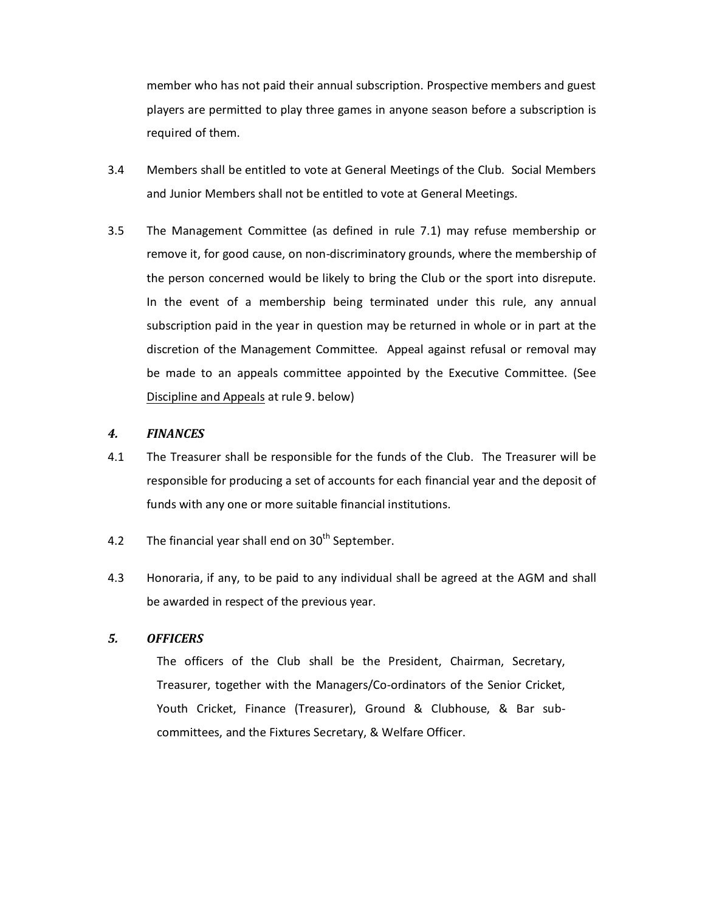member who has not paid their annual subscription. Prospective members and guest players are permitted to play three games in anyone season before a subscription is required of them.

3.4 Members shall be entitled to vote at General Meetings of the Club. Social Members and Junior Members shall not be entitled to vote at General Meetings.

3.5 The Management Committee (as defined in rule 7.1) may refuse membership or remove it, for good cause, on non-discriminatory grounds, where the membership of the person concerned would be likely to bring the Club or the sport into disrepute. In the event of a membership being terminated under this rule, any annual subscription paid in the year in question may be returned in whole or in part at the discretion of the Management Committee. Appeal against refusal or removal may be made to an appeals committee appointed by the Executive Committee. (See Discipline and Appeals at rule 9. below)

## *4. FINANCES*

4.1 The Treasurer shall be responsible for the funds of the Club. The Treasurer will be responsible for producing a set of accounts for each financial year and the deposit of funds with any one or more suitable financial institutions.

4.2 The financial year shall end on 30th September.

4.3 Honoraria, if any, to be paid to any individual shall be agreed at the AGM and shall be awarded in respect of the previous year.

## *5. OFFICERS*

The officers of the Club shall be the President, Chairman, Secretary, Treasurer, together with the Managers/Co-ordinators of the Senior Cricket, Youth Cricket, Finance (Treasurer), Ground & Clubhouse, & Bar sub-committees, and the Fixtures Secretary, & Welfare Officer.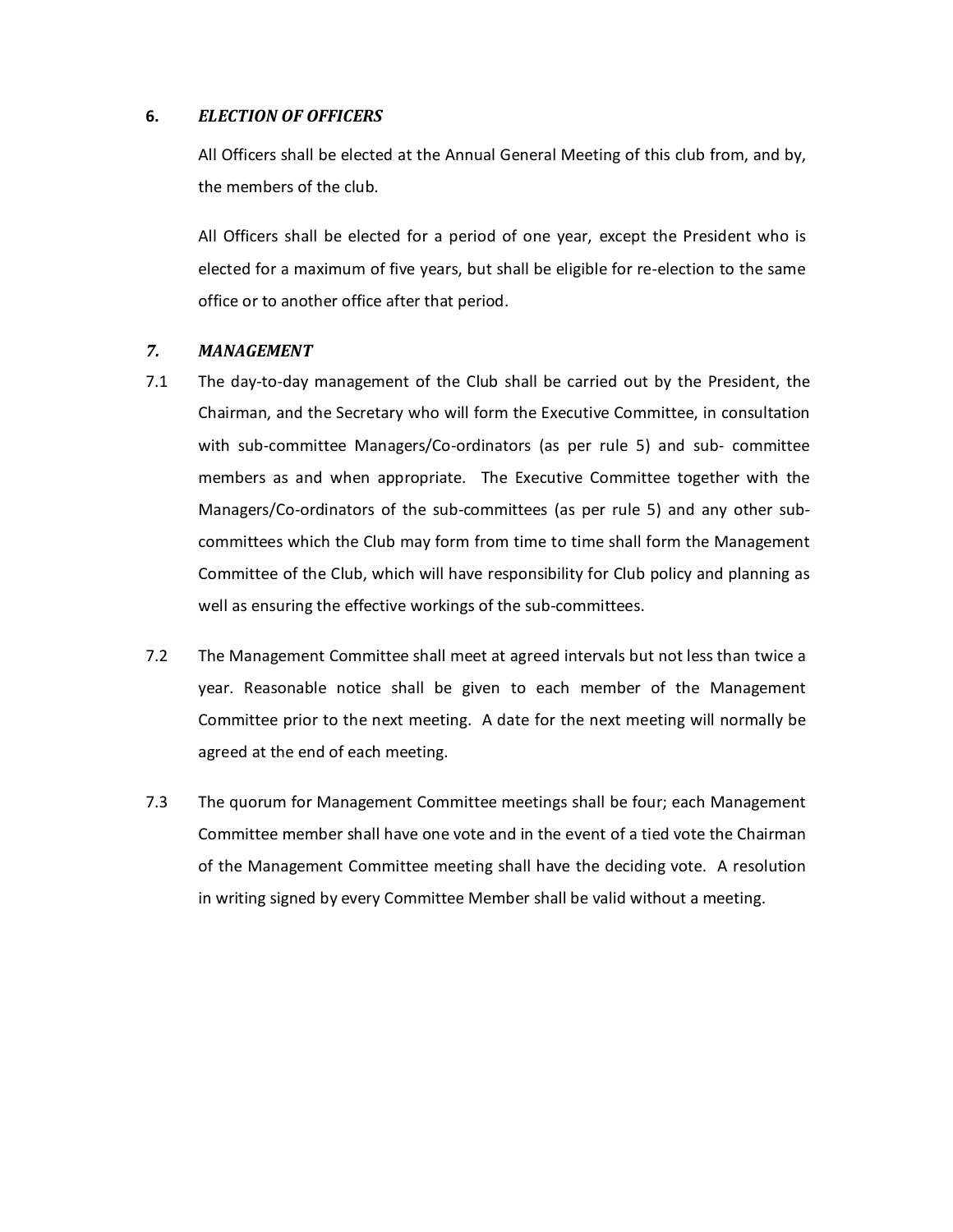## 6. *ELECTION OF OFFICERS*

All Officers shall be elected at the Annual General Meeting of this club from, and by, the members of the club.

All Officers shall be elected for a period of one year, except the President who is elected for a maximum of five years, but shall be eligible for re-election to the same office or to another office after that period.

## *7. MANAGEMENT*

7.1 The day-to-day management of the Club shall be carried out by the President, the Chairman, and the Secretary who will form the Executive Committee, in consultation with sub-committee Managers/Co-ordinators (as per rule 5) and sub- committee members as and when appropriate. The Executive Committee together with the Managers/Co-ordinators of the sub-committees (as per rule 5) and any other sub-committees which the Club may form from time to time shall form the Management Committee of the Club, which will have responsibility for Club policy and planning as well as ensuring the effective workings of the sub-committees.

7.2 The Management Committee shall meet at agreed intervals but not less than twice a year. Reasonable notice shall be given to each member of the Management Committee prior to the next meeting. A date for the next meeting will normally be agreed at the end of each meeting.

7.3 The quorum for Management Committee meetings shall be four; each Management Committee member shall have one vote and in the event of a tied vote the Chairman of the Management Committee meeting shall have the deciding vote. A resolution in writing signed by every Committee Member shall be valid without a meeting.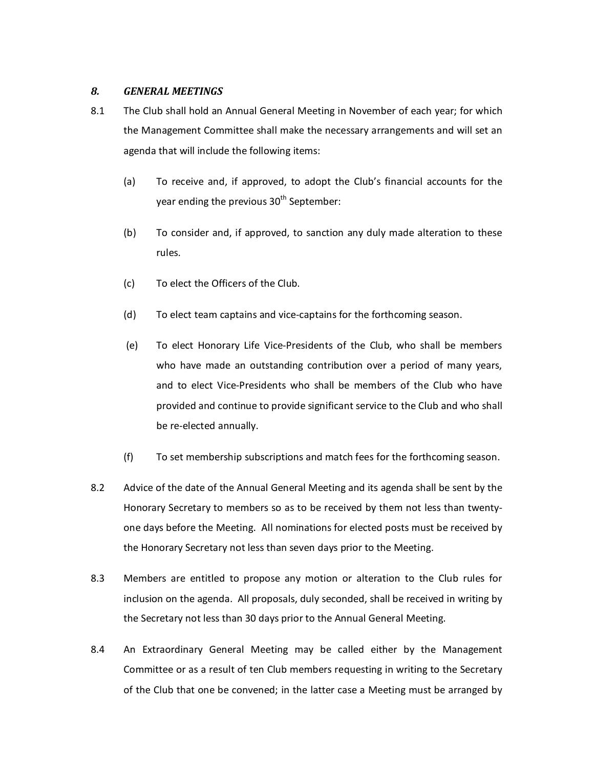## *8. GENERAL MEETINGS*

8.1 The Club shall hold an Annual General Meeting in November of each year; for which the Management Committee shall make the necessary arrangements and will set an agenda that will include the following items:

(a) To receive and, if approved, to adopt the Club's financial accounts for the year ending the previous 30th September:

(b) To consider and, if approved, to sanction any duly made alteration to these rules.

(c) To elect the Officers of the Club.

(d) To elect team captains and vice-captains for the forthcoming season.

(e) To elect Honorary Life Vice-Presidents of the Club, who shall be members who have made an outstanding contribution over a period of many years, and to elect Vice-Presidents who shall be members of the Club who have provided and continue to provide significant service to the Club and who shall be re-elected annually.

(f) To set membership subscriptions and match fees for the forthcoming season.

8.2 Advice of the date of the Annual General Meeting and its agenda shall be sent by the Honorary Secretary to members so as to be received by them not less than twenty-one days before the Meeting. All nominations for elected posts must be received by the Honorary Secretary not less than seven days prior to the Meeting.

8.3 Members are entitled to propose any motion or alteration to the Club rules for inclusion on the agenda. All proposals, duly seconded, shall be received in writing by the Secretary not less than 30 days prior to the Annual General Meeting.

8.4 An Extraordinary General Meeting may be called either by the Management Committee or as a result of ten Club members requesting in writing to the Secretary of the Club that one be convened; in the latter case a Meeting must be arranged by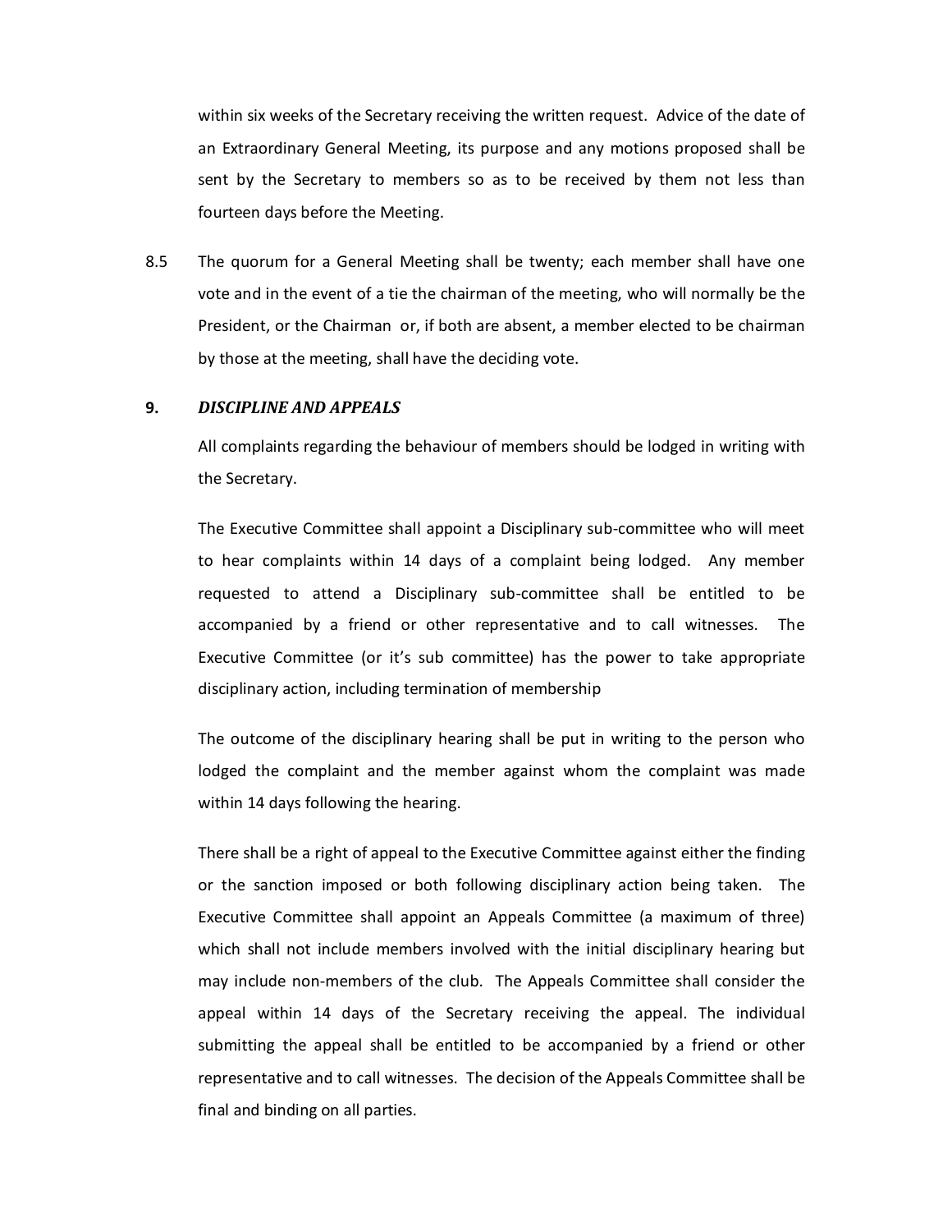within six weeks of the Secretary receiving the written request. Advice of the date of an Extraordinary General Meeting, its purpose and any motions proposed shall be sent by the Secretary to members so as to be received by them not less than fourteen days before the Meeting.

8.5 The quorum for a General Meeting shall be twenty; each member shall have one vote and in the event of a tie the chairman of the meeting, who will normally be the President, or the Chairman or, if both are absent, a member elected to be chairman by those at the meeting, shall have the deciding vote.

## 9. *DISCIPLINE AND APPEALS*

All complaints regarding the behaviour of members should be lodged in writing with the Secretary.

The Executive Committee shall appoint a Disciplinary sub-committee who will meet to hear complaints within 14 days of a complaint being lodged. Any member requested to attend a Disciplinary sub-committee shall be entitled to be accompanied by a friend or other representative and to call witnesses. The Executive Committee (or it's sub committee) has the power to take appropriate disciplinary action, including termination of membership

The outcome of the disciplinary hearing shall be put in writing to the person who lodged the complaint and the member against whom the complaint was made within 14 days following the hearing.

There shall be a right of appeal to the Executive Committee against either the finding or the sanction imposed or both following disciplinary action being taken. The Executive Committee shall appoint an Appeals Committee (a maximum of three) which shall not include members involved with the initial disciplinary hearing but may include non-members of the club. The Appeals Committee shall consider the appeal within 14 days of the Secretary receiving the appeal. The individual submitting the appeal shall be entitled to be accompanied by a friend or other representative and to call witnesses. The decision of the Appeals Committee shall be final and binding on all parties.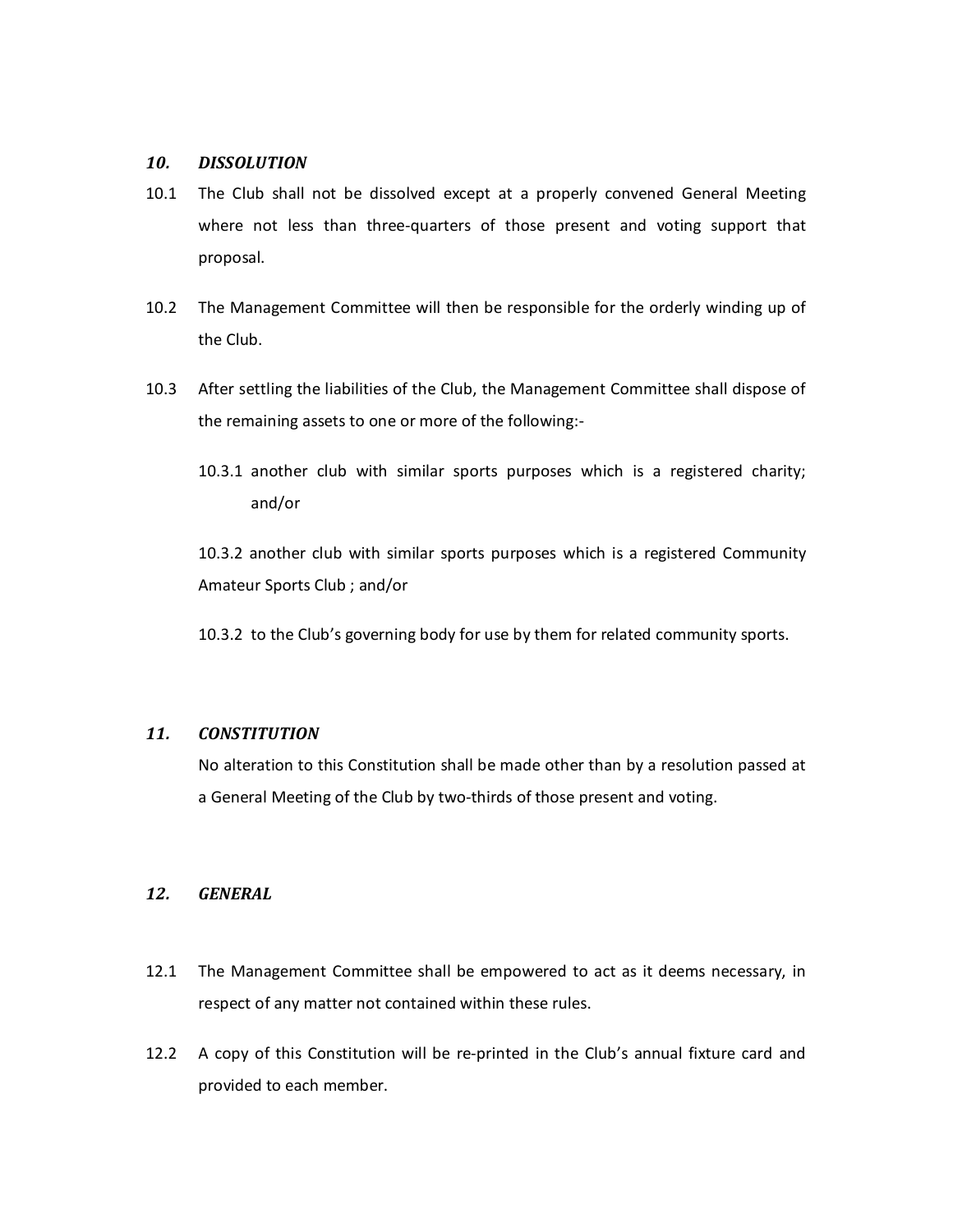### *10. DISSOLUTION*

10.1 The Club shall not be dissolved except at a properly convened General Meeting where not less than three-quarters of those present and voting support that proposal.

10.2 The Management Committee will then be responsible for the orderly winding up of the Club.

10.3 After settling the liabilities of the Club, the Management Committee shall dispose of the remaining assets to one or more of the following:-

10.3.1 another club with similar sports purposes which is a registered charity; and/or

10.3.2 another club with similar sports purposes which is a registered Community Amateur Sports Club ; and/or

10.3.2 to the Club's governing body for use by them for related community sports.

### *11. CONSTITUTION*

No alteration to this Constitution shall be made other than by a resolution passed at a General Meeting of the Club by two-thirds of those present and voting.

### *12. GENERAL*

12.1 The Management Committee shall be empowered to act as it deems necessary, in respect of any matter not contained within these rules.

12.2 A copy of this Constitution will be re-printed in the Club's annual fixture card and provided to each member.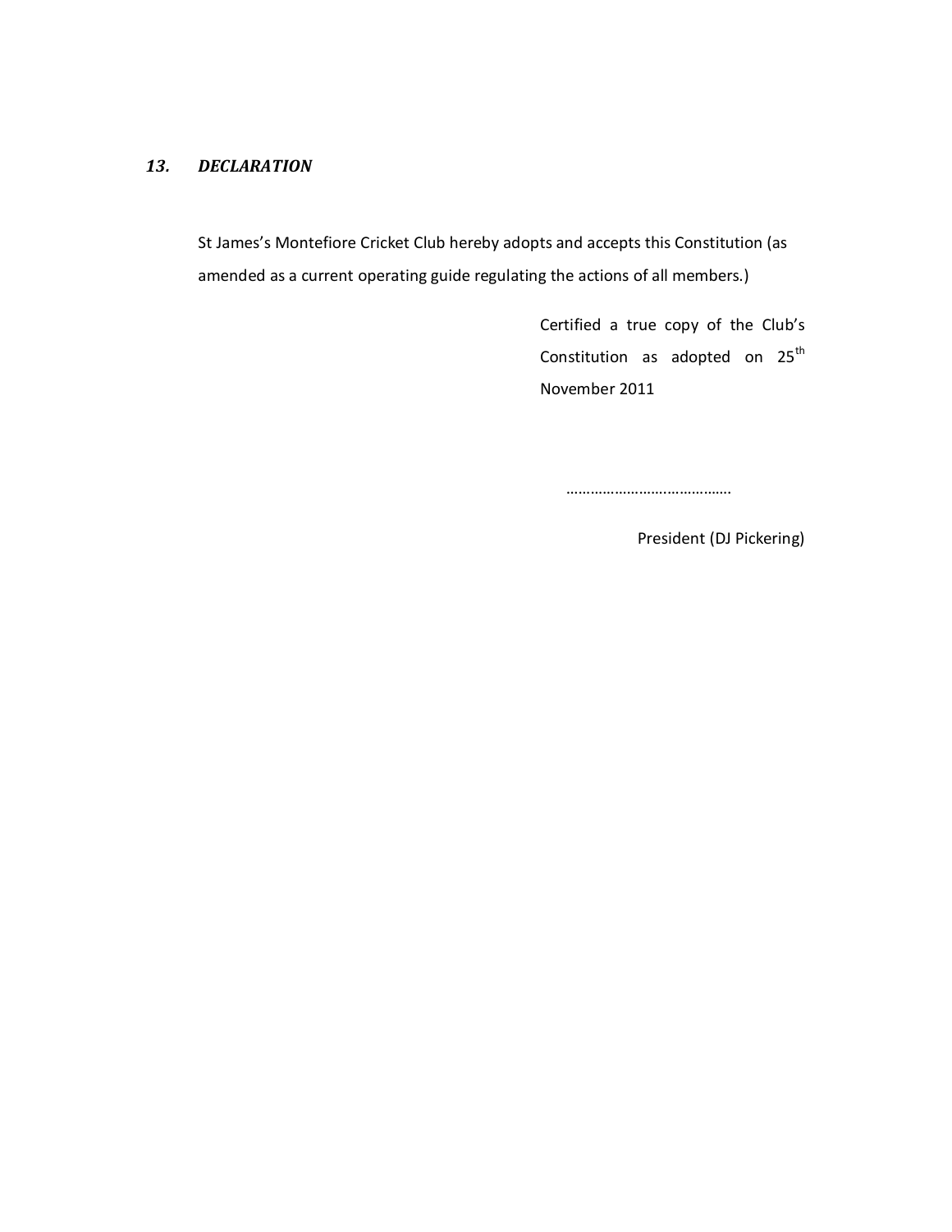## *13. DECLARATION*

St James's Montefiore Cricket Club hereby adopts and accepts this Constitution (as amended as a current operating guide regulating the actions of all members.)

Certified a true copy of the Club's Constitution as adopted on 25th November 2011

…………………………………

President (DJ Pickering)